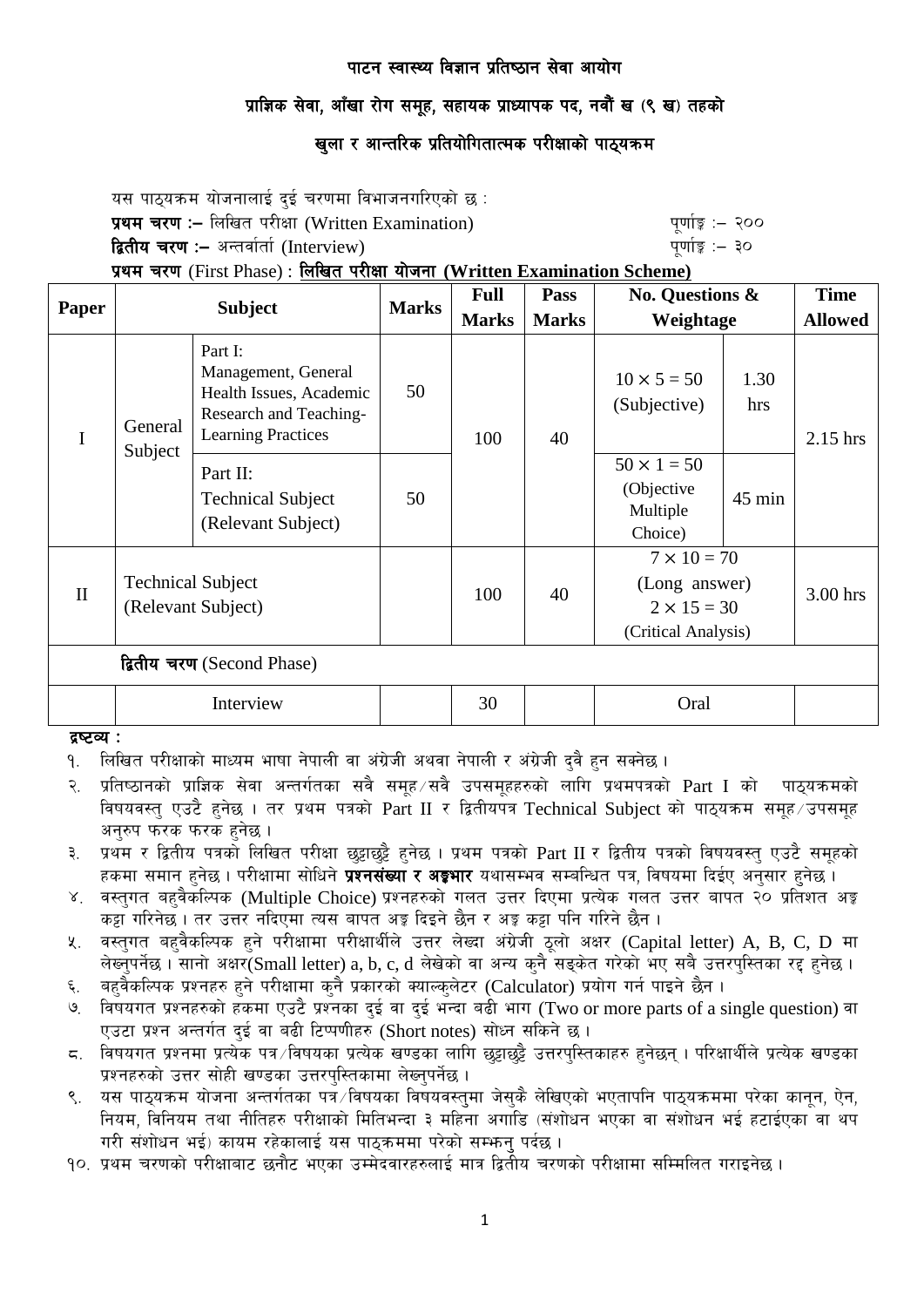# पाटन स्वास्थ्य विज्ञान प्रतिष्ठान सेवा आयोग

## प्राज्ञिक सेवा, आँखा रोग समूह, सहायक प्राध्यापक पद, नवौं ख (९ ख) तहको

## खुला र आन्तरिक प्रतियोगितात्मक परीक्षाको पाठ्यक्रम

यस पाठ्यक्रम योजनालाई दुई चरणमा विभाजनगरिएको छ :

**प्रथम चरण :–** लिखित परीक्षा (Written Examination) पूर्णाङ्क :– २००

**द्वितीय चरण :–** अन्तर्वार्ता (Interview) पूर्णाङ्क :– ३०

**प्रथम चरण** (First Phase) : **लिखित परीक्षा योजना (Written Examination Scheme)**

| Paper | Subject | | Marks | Full Marks | Pass Marks | No. Questions & Weightage | | Time Allowed |
|---|---|---|---|---|---|---|---|---|
| I | General Subject | Part I: Management, General Health Issues, Academic Research and Teaching-Learning Practices | 50 | 100 | 40 | $10 \times 5 = 50$ (Subjective) | 1.30 hrs | 2.15 hrs |
| | | Part II: Technical Subject (Relevant Subject) | 50 | | | $50 \times 1 = 50$ (Objective Multiple Choice) | 45 min | |
| II | Technical Subject (Relevant Subject) | | | 100 | 40 | $7 \times 10 = 70$ (Long answer) $2 \times 15 = 30$ (Critical Analysis) | | 3.00 hrs |
| **द्वितीय चरण** (Second Phase) | | | | | | | | |
| | Interview | | | 30 | | Oral | | |

**द्रष्टव्य :**

१. लिखित परीक्षाको माध्यम भाषा नेपाली वा अंग्रेजी अथवा नेपाली र अंग्रेजी दुवै हुन सक्नेछ ।

२. प्रतिष्ठानको प्राज्ञिक सेवा अन्तर्गतका सबै समूह/सबै उपसमूहहरुको लागि प्रथमपत्रको Part I को पाठ्यक्रमको विषयवस्तु एउटै हुनेछ । तर प्रथम पत्रको Part II र द्वितीयपत्र Technical Subject को पाठ्यक्रम समूह/उपसमूह अनुरुप फरक फरक हुनेछ ।

३. प्रथम र द्वितीय पत्रको लिखित परीक्षा छुट्टाछुट्टै हुनेछ । प्रथम पत्रको Part II र द्वितीय पत्रको विषयवस्तु एउटै समूहको हकमा समान हुनेछ । परीक्षामा सोधिने **प्रश्नसंख्या र अङ्कभार** यथासम्भव सम्बन्धित पत्र, विषयमा दिइए अनुसार हुनेछ ।

४. वस्तुगत बहुवैकल्पिक (Multiple Choice) प्रश्नहरुको गलत उत्तर दिएमा प्रत्येक गलत उत्तर बापत २० प्रतिशत अङ्क कट्टा गरिनेछ । तर उत्तर नदिएमा त्यस बापत अङ्क दिइने छैन र अङ्क कट्टा पनि गरिने छैन ।

५. वस्तुगत बहुवैकल्पिक हुने परीक्षामा परीक्षार्थीले उत्तर लेख्दा अंग्रेजी ठूलो अक्षर (Capital letter) A, B, C, D मा लेख्नुपर्नेछ । सानो अक्षर(Small letter) a, b, c, d लेखेको वा अन्य कुनै सङ्केत गरेको भए सबै उत्तरपुस्तिका रद्द हुनेछ ।

६. बहुवैकल्पिक प्रश्नहरु हुने परीक्षामा कुनै प्रकारको क्याल्कुलेटर (Calculator) प्रयोग गर्न पाइने छैन ।

७. विषयगत प्रश्नहरुको हकमा एउटै प्रश्नका दुई वा दुई भन्दा बढी भाग (Two or more parts of a single question) वा एउटा प्रश्न अन्तर्गत दुई वा बढी टिप्पणीहरु (Short notes) सोध्न सकिने छ ।

८. विषयगत प्रश्नमा प्रत्येक पत्र/विषयका प्रत्येक खण्डका लागि छुट्टाछुट्टै उत्तरपुस्तिकाहरु हुनेछन् । परिक्षार्थीले प्रत्येक खण्डका प्रश्नहरुको उत्तर सोही खण्डका उत्तरपुस्तिकामा लेख्नुपर्नेछ ।

९. यस पाठ्यक्रम योजना अन्तर्गतका पत्र/विषयका विषयवस्तुमा जेसुकै लेखिएको भएतापनि पाठ्यक्रममा परेका कानून, ऐन, नियम, विनियम तथा नीतिहरु परीक्षाको मितिभन्दा ३ महिना अगाडि (संशोधन भएका वा संशोधन भई हटाईएका वा थप गरी संशोधन भई) कायम रहेकालाई यस पाठ्कममा परेको सम्झनु पर्दछ ।

१०. प्रथम चरणको परीक्षाबाट छनौट भएका उम्मेदवारहरुलाई मात्र द्वितीय चरणको परीक्षामा सम्मिलित गराइनेछ ।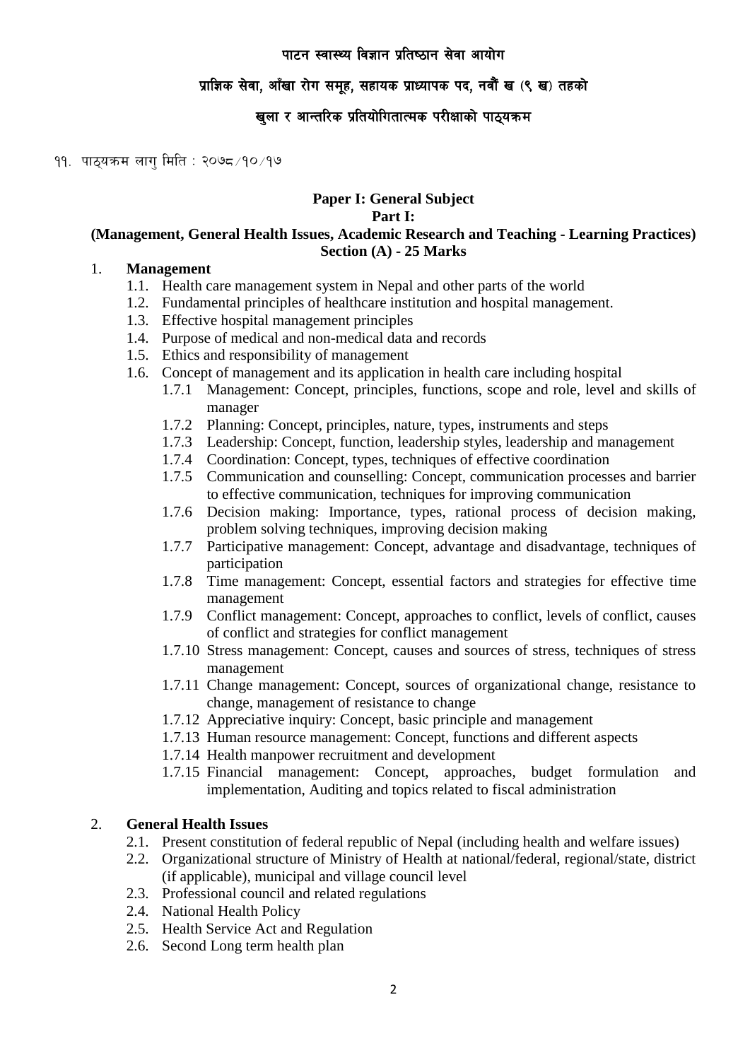पाटन स्वास्थ्य विज्ञान प्रतिष्ठान सेवा आयोग

प्राज्ञिक सेवा, आँखा रोग समूह, सहायक प्राध्यापक पद, नवौं ख (९ ख) तहको

खुला र आन्तरिक प्रतियोगितात्मक परीक्षाको पाठ्यक्रम

११. पाठ्यक्रम लागु मिति : २०७८/१०/१७

## Paper I: General Subject

### Part I:

### (Management, General Health Issues, Academic Research and Teaching - Learning Practices)

### Section (A) - 25 Marks

1. **Management**
   - 1.1. Health care management system in Nepal and other parts of the world
   - 1.2. Fundamental principles of healthcare institution and hospital management.
   - 1.3. Effective hospital management principles
   - 1.4. Purpose of medical and non-medical data and records
   - 1.5. Ethics and responsibility of management
   - 1.6. Concept of management and its application in health care including hospital
     - 1.7.1 Management: Concept, principles, functions, scope and role, level and skills of manager
     - 1.7.2 Planning: Concept, principles, nature, types, instruments and steps
     - 1.7.3 Leadership: Concept, function, leadership styles, leadership and management
     - 1.7.4 Coordination: Concept, types, techniques of effective coordination
     - 1.7.5 Communication and counselling: Concept, communication processes and barrier to effective communication, techniques for improving communication
     - 1.7.6 Decision making: Importance, types, rational process of decision making, problem solving techniques, improving decision making
     - 1.7.7 Participative management: Concept, advantage and disadvantage, techniques of participation
     - 1.7.8 Time management: Concept, essential factors and strategies for effective time management
     - 1.7.9 Conflict management: Concept, approaches to conflict, levels of conflict, causes of conflict and strategies for conflict management
     - 1.7.10 Stress management: Concept, causes and sources of stress, techniques of stress management
     - 1.7.11 Change management: Concept, sources of organizational change, resistance to change, management of resistance to change
     - 1.7.12 Appreciative inquiry: Concept, basic principle and management
     - 1.7.13 Human resource management: Concept, functions and different aspects
     - 1.7.14 Health manpower recruitment and development
     - 1.7.15 Financial management: Concept, approaches, budget formulation and implementation, Auditing and topics related to fiscal administration

2. **General Health Issues**
   - 2.1. Present constitution of federal republic of Nepal (including health and welfare issues)
   - 2.2. Organizational structure of Ministry of Health at national/federal, regional/state, district (if applicable), municipal and village council level
   - 2.3. Professional council and related regulations
   - 2.4. National Health Policy
   - 2.5. Health Service Act and Regulation
   - 2.6. Second Long term health plan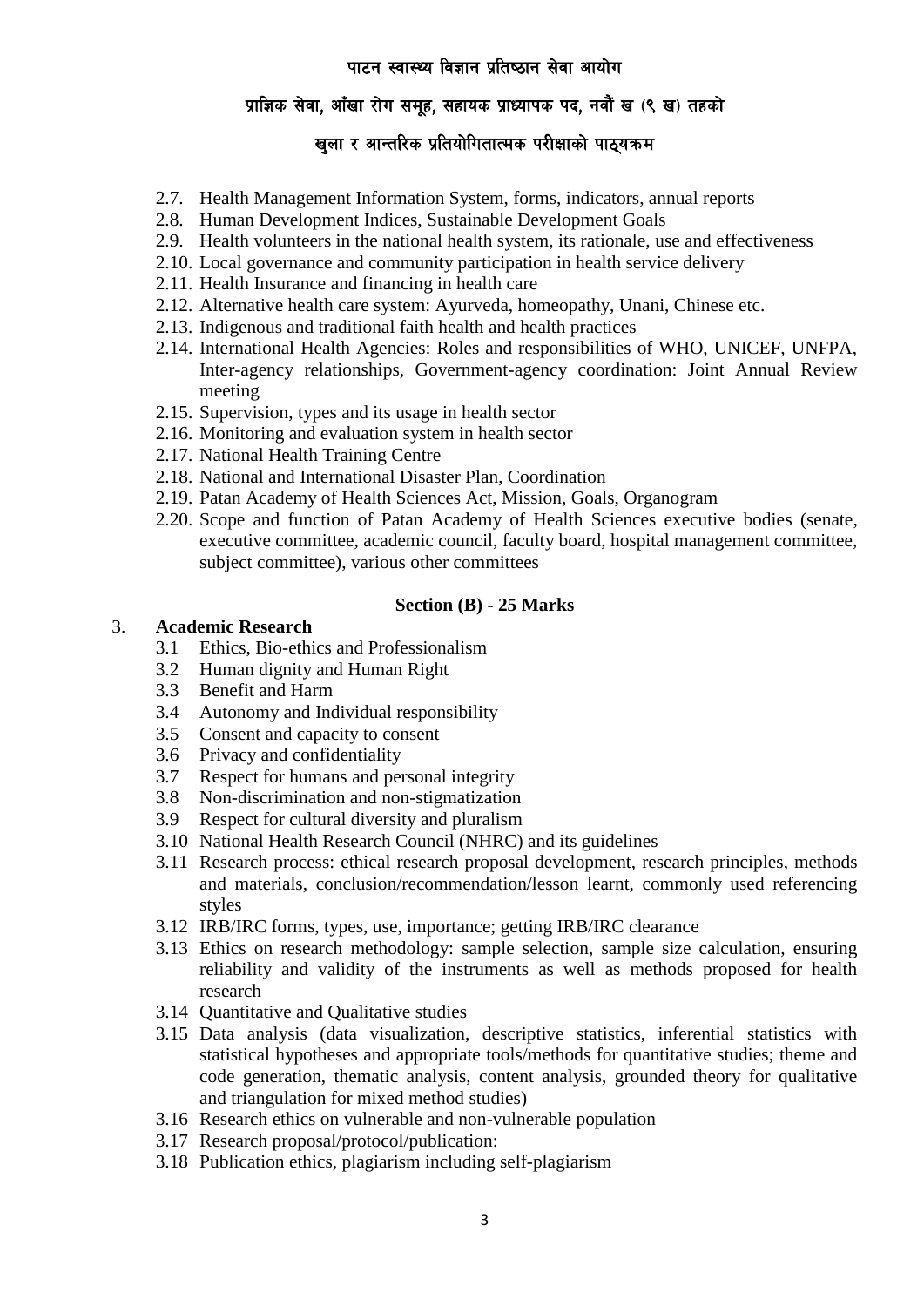- 2.7. Health Management Information System, forms, indicators, annual reports
- 2.8. Human Development Indices, Sustainable Development Goals
- 2.9. Health volunteers in the national health system, its rationale, use and effectiveness
- 2.10. Local governance and community participation in health service delivery
- 2.11. Health Insurance and financing in health care
- 2.12. Alternative health care system: Ayurveda, homeopathy, Unani, Chinese etc.
- 2.13. Indigenous and traditional faith health and health practices
- 2.14. International Health Agencies: Roles and responsibilities of WHO, UNICEF, UNFPA, Inter-agency relationships, Government-agency coordination: Joint Annual Review meeting
- 2.15. Supervision, types and its usage in health sector
- 2.16. Monitoring and evaluation system in health sector
- 2.17. National Health Training Centre
- 2.18. National and International Disaster Plan, Coordination
- 2.19. Patan Academy of Health Sciences Act, Mission, Goals, Organogram
- 2.20. Scope and function of Patan Academy of Health Sciences executive bodies (senate, executive committee, academic council, faculty board, hospital management committee, subject committee), various other committees

**Section (B) - 25 Marks**

3. **Academic Research**
   - 3.1 Ethics, Bio-ethics and Professionalism
   - 3.2 Human dignity and Human Right
   - 3.3 Benefit and Harm
   - 3.4 Autonomy and Individual responsibility
   - 3.5 Consent and capacity to consent
   - 3.6 Privacy and confidentiality
   - 3.7 Respect for humans and personal integrity
   - 3.8 Non-discrimination and non-stigmatization
   - 3.9 Respect for cultural diversity and pluralism
   - 3.10 National Health Research Council (NHRC) and its guidelines
   - 3.11 Research process: ethical research proposal development, research principles, methods and materials, conclusion/recommendation/lesson learnt, commonly used referencing styles
   - 3.12 IRB/IRC forms, types, use, importance; getting IRB/IRC clearance
   - 3.13 Ethics on research methodology: sample selection, sample size calculation, ensuring reliability and validity of the instruments as well as methods proposed for health research
   - 3.14 Quantitative and Qualitative studies
   - 3.15 Data analysis (data visualization, descriptive statistics, inferential statistics with statistical hypotheses and appropriate tools/methods for quantitative studies; theme and code generation, thematic analysis, content analysis, grounded theory for qualitative and triangulation for mixed method studies)
   - 3.16 Research ethics on vulnerable and non-vulnerable population
   - 3.17 Research proposal/protocol/publication:
   - 3.18 Publication ethics, plagiarism including self-plagiarism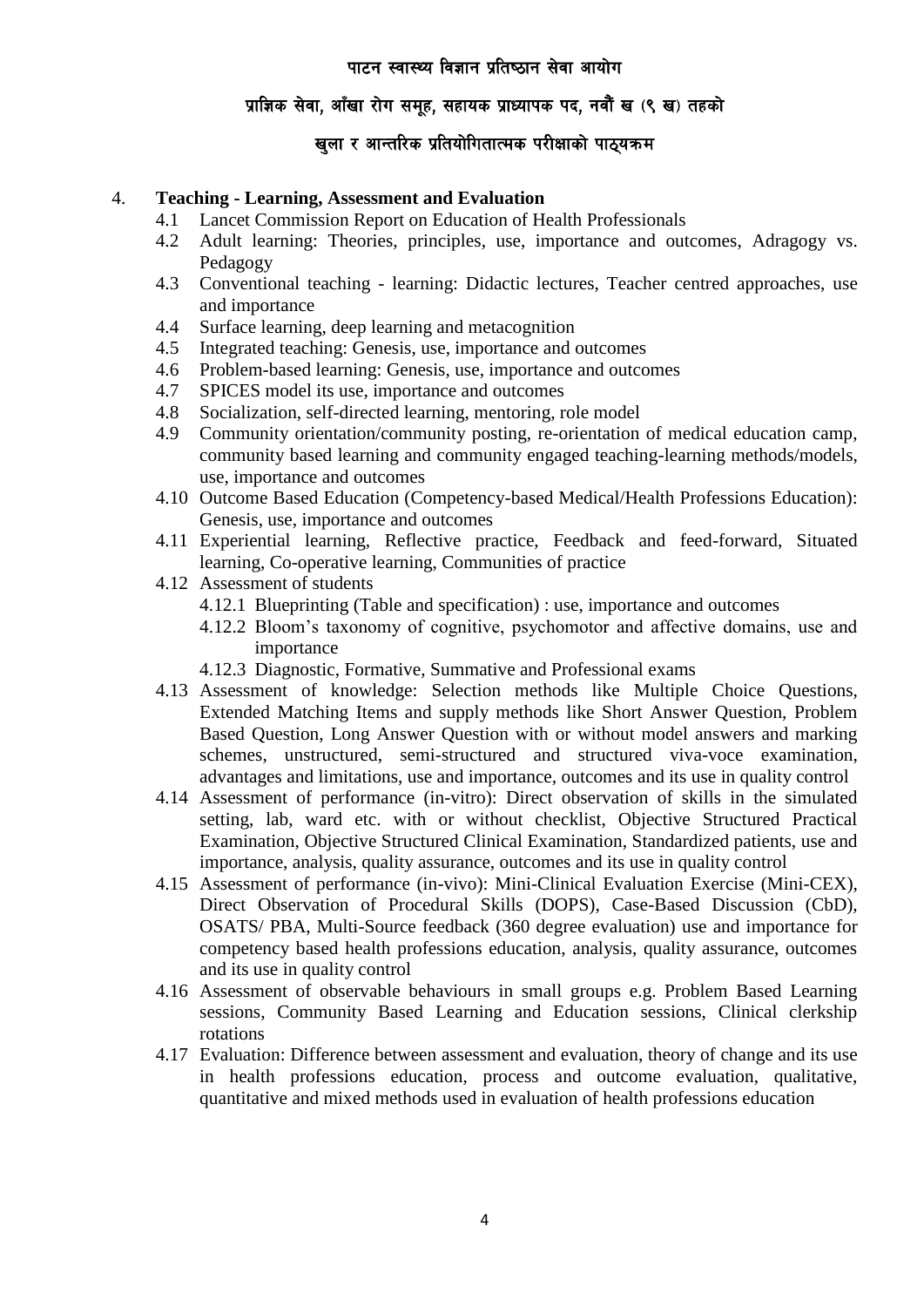4. **Teaching - Learning, Assessment and Evaluation**
   - 4.1 Lancet Commission Report on Education of Health Professionals
   - 4.2 Adult learning: Theories, principles, use, importance and outcomes, Adragogy vs. Pedagogy
   - 4.3 Conventional teaching - learning: Didactic lectures, Teacher centred approaches, use and importance
   - 4.4 Surface learning, deep learning and metacognition
   - 4.5 Integrated teaching: Genesis, use, importance and outcomes
   - 4.6 Problem-based learning: Genesis, use, importance and outcomes
   - 4.7 SPICES model its use, importance and outcomes
   - 4.8 Socialization, self-directed learning, mentoring, role model
   - 4.9 Community orientation/community posting, re-orientation of medical education camp, community based learning and community engaged teaching-learning methods/models, use, importance and outcomes
   - 4.10 Outcome Based Education (Competency-based Medical/Health Professions Education): Genesis, use, importance and outcomes
   - 4.11 Experiential learning, Reflective practice, Feedback and feed-forward, Situated learning, Co-operative learning, Communities of practice
   - 4.12 Assessment of students
     - 4.12.1 Blueprinting (Table and specification) : use, importance and outcomes
     - 4.12.2 Bloom's taxonomy of cognitive, psychomotor and affective domains, use and importance
     - 4.12.3 Diagnostic, Formative, Summative and Professional exams
   - 4.13 Assessment of knowledge: Selection methods like Multiple Choice Questions, Extended Matching Items and supply methods like Short Answer Question, Problem Based Question, Long Answer Question with or without model answers and marking schemes, unstructured, semi-structured and structured viva-voce examination, advantages and limitations, use and importance, outcomes and its use in quality control
   - 4.14 Assessment of performance (in-vitro): Direct observation of skills in the simulated setting, lab, ward etc. with or without checklist, Objective Structured Practical Examination, Objective Structured Clinical Examination, Standardized patients, use and importance, analysis, quality assurance, outcomes and its use in quality control
   - 4.15 Assessment of performance (in-vivo): Mini-Clinical Evaluation Exercise (Mini-CEX), Direct Observation of Procedural Skills (DOPS), Case-Based Discussion (CbD), OSATS/ PBA, Multi-Source feedback (360 degree evaluation) use and importance for competency based health professions education, analysis, quality assurance, outcomes and its use in quality control
   - 4.16 Assessment of observable behaviours in small groups e.g. Problem Based Learning sessions, Community Based Learning and Education sessions, Clinical clerkship rotations
   - 4.17 Evaluation: Difference between assessment and evaluation, theory of change and its use in health professions education, process and outcome evaluation, qualitative, quantitative and mixed methods used in evaluation of health professions education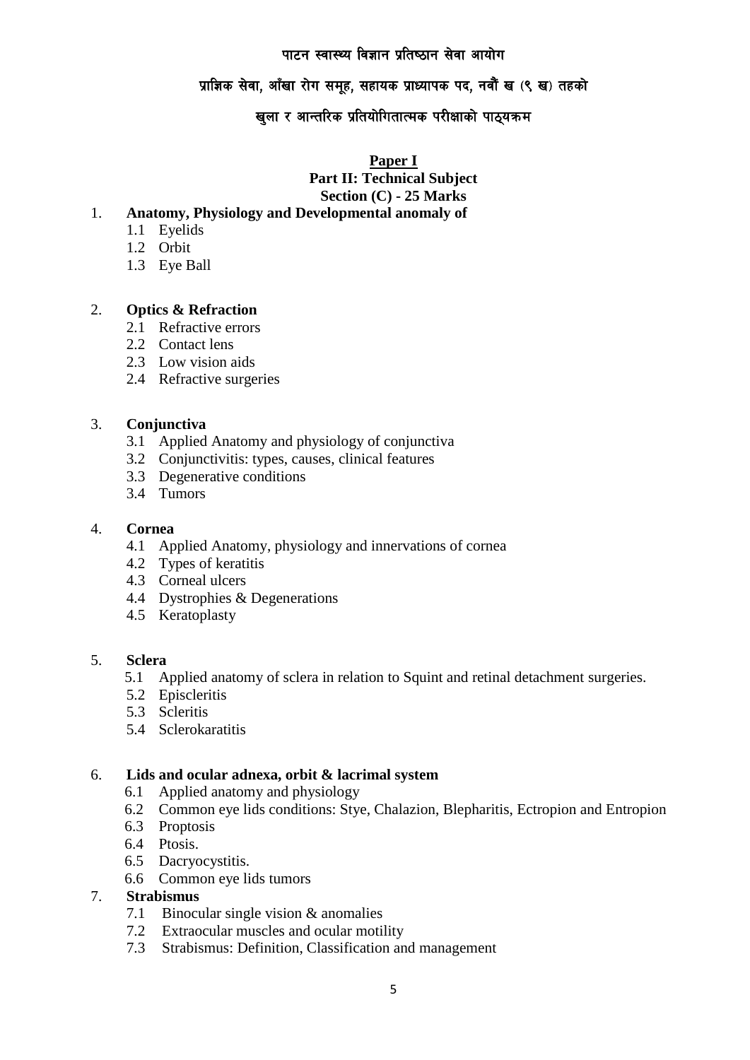# पाटन स्वास्थ्य विज्ञान प्रतिष्ठान सेवा आयोग

## प्राज्ञिक सेवा, आँखा रोग समूह, सहायक प्राध्यापक पद, नवौं ख (९ ख) तहको

## खुला र आन्तरिक प्रतियोगितात्मक परीक्षाको पाठ्यक्रम

**Paper I**

**Part II: Technical Subject**

**Section (C) - 25 Marks**

1. **Anatomy, Physiology and Developmental anomaly of**
   - 1.1 Eyelids
   - 1.2 Orbit
   - 1.3 Eye Ball

2. **Optics & Refraction**
   - 2.1 Refractive errors
   - 2.2 Contact lens
   - 2.3 Low vision aids
   - 2.4 Refractive surgeries

3. **Conjunctiva**
   - 3.1 Applied Anatomy and physiology of conjunctiva
   - 3.2 Conjunctivitis: types, causes, clinical features
   - 3.3 Degenerative conditions
   - 3.4 Tumors

4. **Cornea**
   - 4.1 Applied Anatomy, physiology and innervations of cornea
   - 4.2 Types of keratitis
   - 4.3 Corneal ulcers
   - 4.4 Dystrophies & Degenerations
   - 4.5 Keratoplasty

5. **Sclera**
   - 5.1 Applied anatomy of sclera in relation to Squint and retinal detachment surgeries.
   - 5.2 Episcleritis
   - 5.3 Scleritis
   - 5.4 Sclerokaratitis

6. **Lids and ocular adnexa, orbit & lacrimal system**
   - 6.1 Applied anatomy and physiology
   - 6.2 Common eye lids conditions: Stye, Chalazion, Blepharitis, Ectropion and Entropion
   - 6.3 Proptosis
   - 6.4 Ptosis.
   - 6.5 Dacryocystitis.
   - 6.6 Common eye lids tumors

7. **Strabismus**
   - 7.1 Binocular single vision & anomalies
   - 7.2 Extraocular muscles and ocular motility
   - 7.3 Strabismus: Definition, Classification and management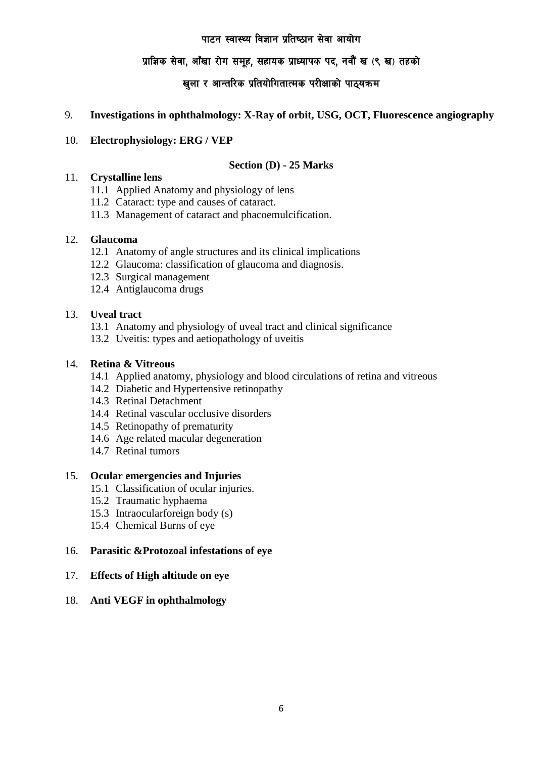9. **Investigations in ophthalmology: X-Ray of orbit, USG, OCT, Fluorescence angiography**

10. **Electrophysiology: ERG / VEP**

**Section (D) - 25 Marks**

11. **Crystalline lens**
    - 11.1 Applied Anatomy and physiology of lens
    - 11.2 Cataract: type and causes of cataract.
    - 11.3 Management of cataract and phacoemulcification.

12. **Glaucoma**
    - 12.1 Anatomy of angle structures and its clinical implications
    - 12.2 Glaucoma: classification of glaucoma and diagnosis.
    - 12.3 Surgical management
    - 12.4 Antiglaucoma drugs

13. **Uveal tract**
    - 13.1 Anatomy and physiology of uveal tract and clinical significance
    - 13.2 Uveitis: types and aetiopathology of uveitis

14. **Retina & Vitreous**
    - 14.1 Applied anatomy, physiology and blood circulations of retina and vitreous
    - 14.2 Diabetic and Hypertensive retinopathy
    - 14.3 Retinal Detachment
    - 14.4 Retinal vascular occlusive disorders
    - 14.5 Retinopathy of prematurity
    - 14.6 Age related macular degeneration
    - 14.7 Retinal tumors

15. **Ocular emergencies and Injuries**
    - 15.1 Classification of ocular injuries.
    - 15.2 Traumatic hyphaema
    - 15.3 Intraocularforeign body (s)
    - 15.4 Chemical Burns of eye

16. **Parasitic &Protozoal infestations of eye**

17. **Effects of High altitude on eye**

18. **Anti VEGF in ophthalmology**